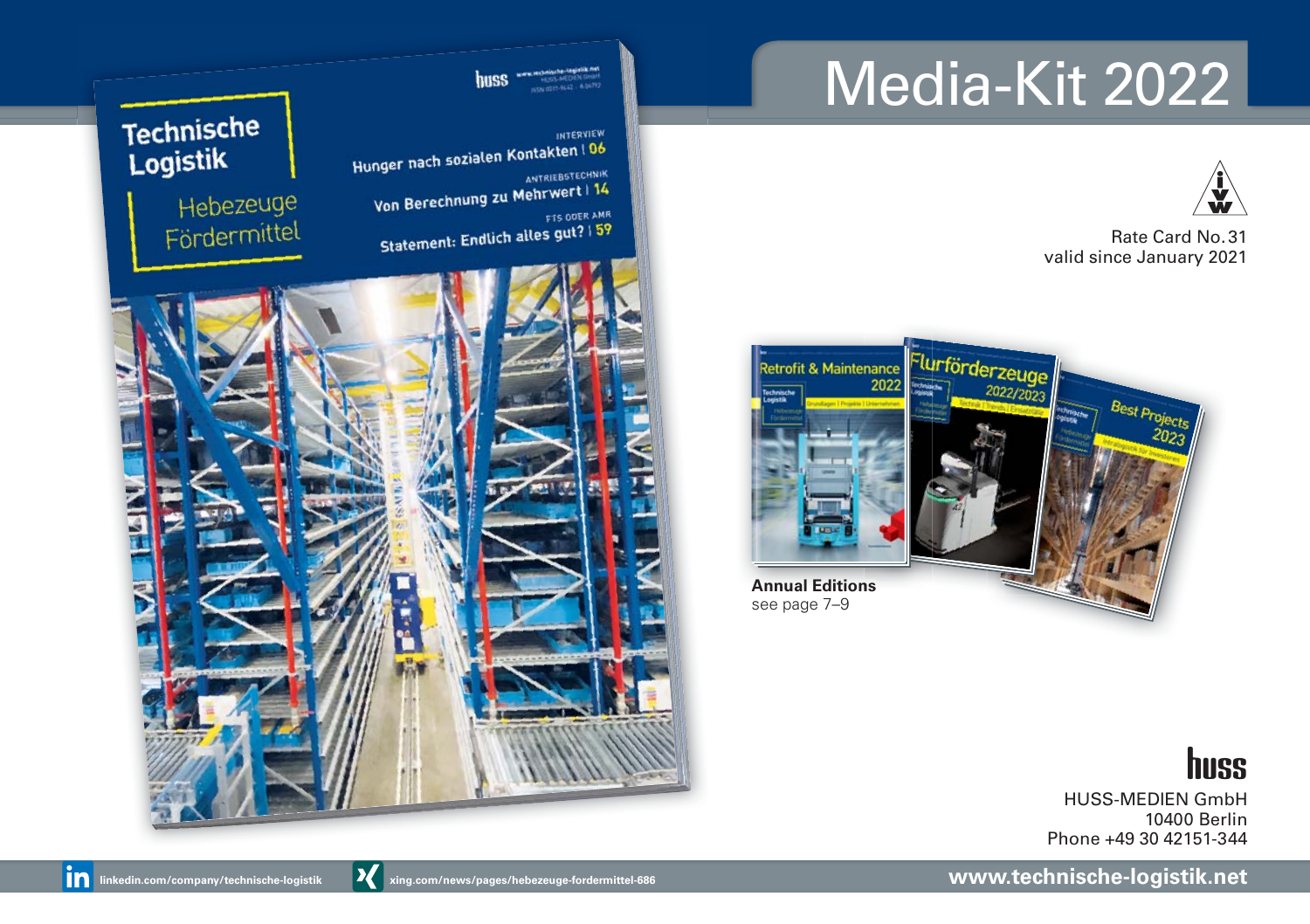# Media-Kit 2022

Rate Card No. 31
valid since January 2021

**Annual Editions**
see page 7–9

HUSS-MEDIEN GmbH
10400 Berlin
Phone +49 30 42151-344

linkedin.com/company/technische-logistik

xing.com/news/pages/hebezeuge-fordermittel-686

**www.technische-logistik.net**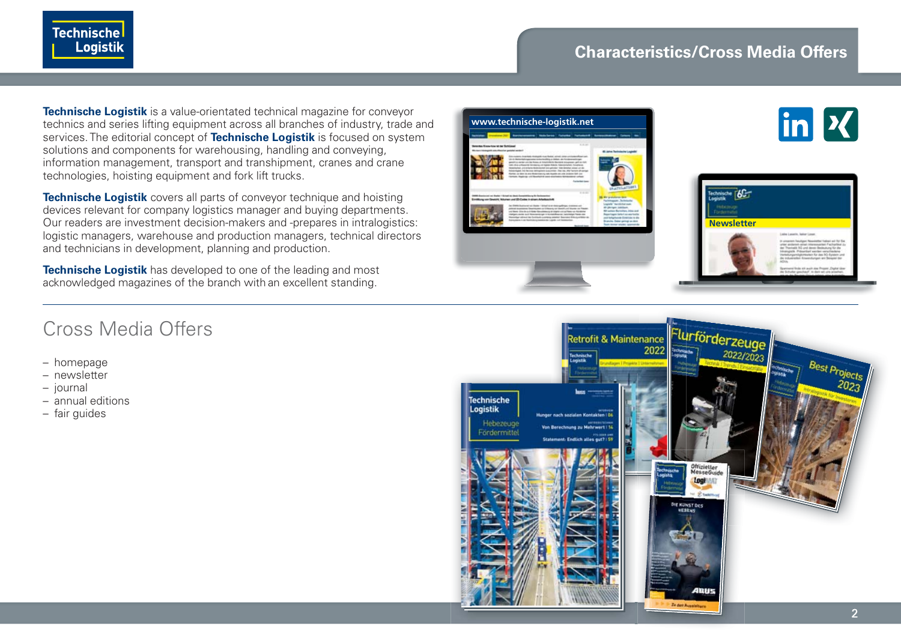## Characteristics/Cross Media Offers

**Technische Logistik** is a value-orientated technical magazine for conveyor technics and series lifting equipment across all branches of industry, trade and services. The editorial concept of **Technische Logistik** is focused on system solutions and components for warehousing, handling and conveying, information management, transport and transhipment, cranes and crane technologies, hoisting equipment and fork lift trucks.

**Technische Logistik** covers all parts of conveyor technique and hoisting devices relevant for company logistics manager and buying departments. Our readers are investment decision-makers and -prepares in intralogistics: logistic managers, warehouse and production managers, technical directors and technicians in development, planning and production.

**Technische Logistik** has developed to one of the leading and most acknowledged magazines of the branch with an excellent standing.

## Cross Media Offers

- homepage
- newsletter
- journal
- annual editions
- fair guides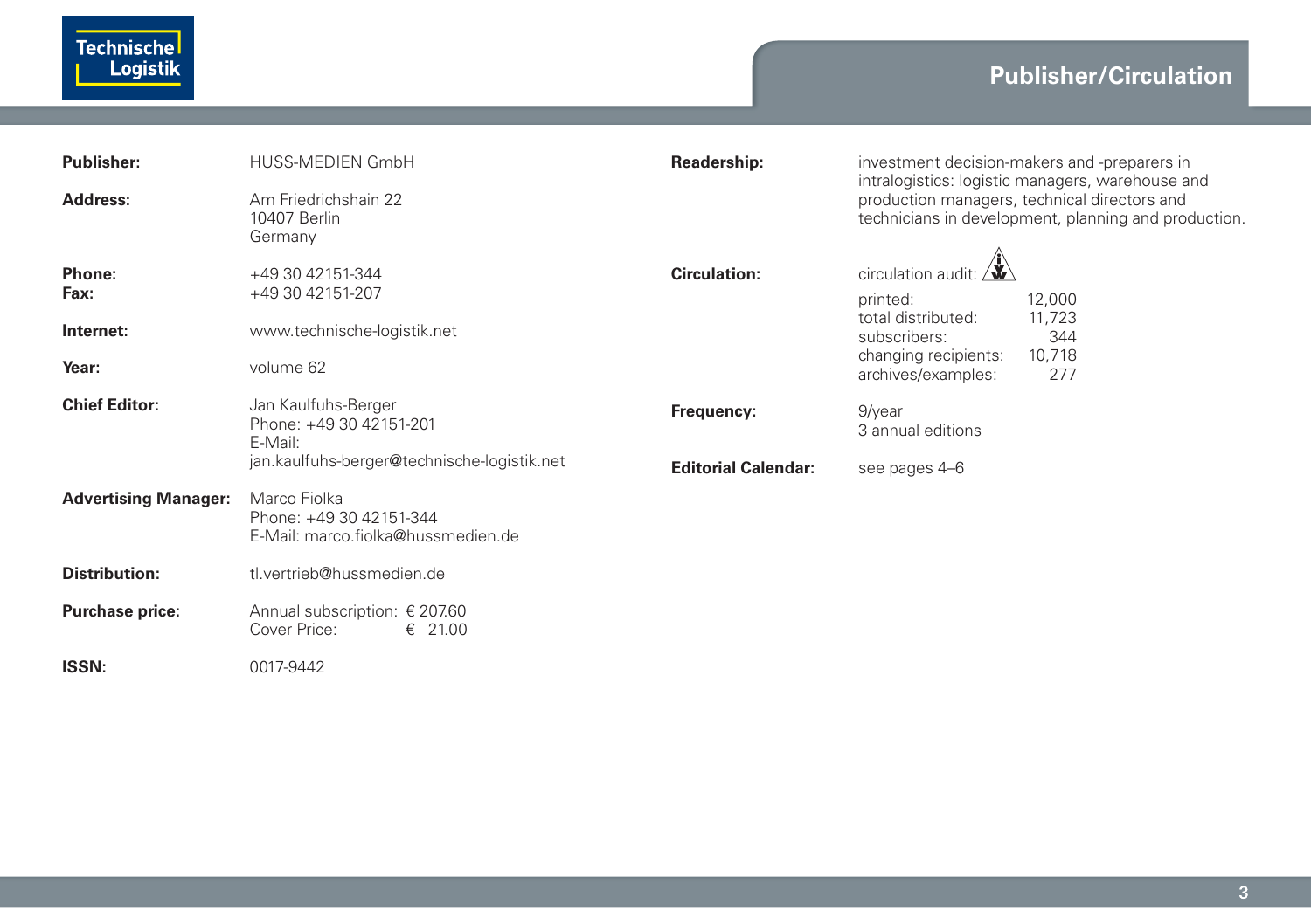# Publisher/Circulation

**Publisher:** HUSS-MEDIEN GmbH

**Address:** Am Friedrichshain 22
10407 Berlin
Germany

**Phone:** +49 30 42151-344
**Fax:** +49 30 42151-207

**Internet:** www.technische-logistik.net

**Year:** volume 62

**Chief Editor:** Jan Kaulfuhs-Berger
Phone: +49 30 42151-201
E-Mail:
jan.kaulfuhs-berger@technische-logistik.net

**Advertising Manager:** Marco Fiolka
Phone: +49 30 42151-344
E-Mail: marco.fiolka@hussmedien.de

**Distribution:** tl.vertrieb@hussmedien.de

**Purchase price:** Annual subscription: € 207.60
Cover Price: € 21.00

**ISSN:** 0017-9442

**Readership:** investment decision-makers and -preparers in intralogistics: logistic managers, warehouse and production managers, technical directors and technicians in development, planning and production.

**Circulation:** circulation audit:

| | |
|---|---|
| printed: | 12,000 |
| total distributed: | 11,723 |
| subscribers: | 344 |
| changing recipients: | 10,718 |
| archives/examples: | 277 |

**Frequency:** 9/year
3 annual editions

**Editorial Calendar:** see pages 4–6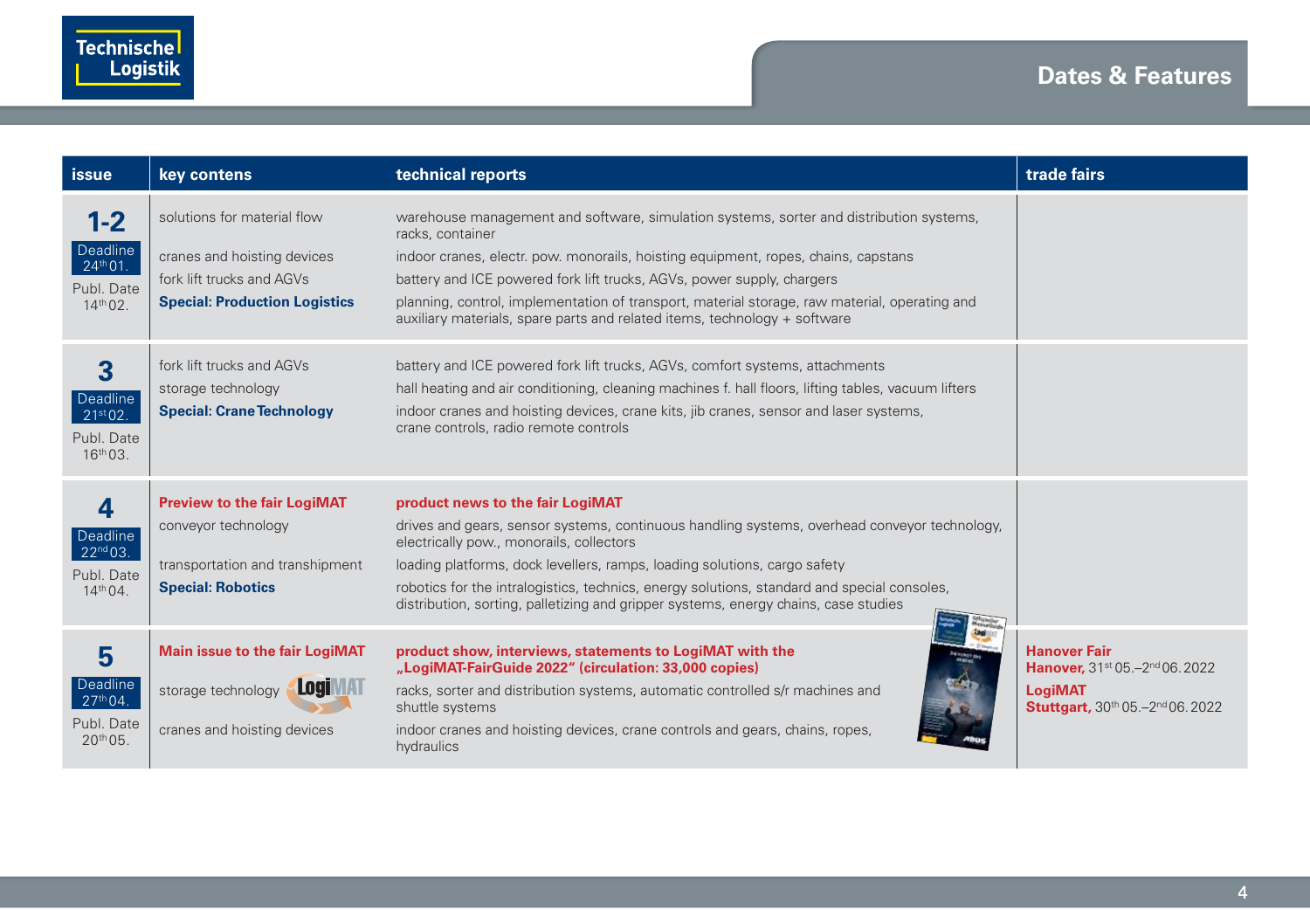## Dates & Features

| issue | key contens | technical reports | trade fairs |
|---|---|---|---|
| **1-2** Deadline 24th 01. Publ. Date 14th 02. | solutions for material flow | warehouse management and software, simulation systems, sorter and distribution systems, racks, container | |
| | cranes and hoisting devices | indoor cranes, electr. pow. monorails, hoisting equipment, ropes, chains, capstans | |
| | fork lift trucks and AGVs | battery and ICE powered fork lift trucks, AGVs, power supply, chargers | |
| | **Special: Production Logistics** | planning, control, implementation of transport, material storage, raw material, operating and auxiliary materials, spare parts and related items, technology + software | |
| **3** Deadline 21st 02. Publ. Date 16th 03. | fork lift trucks and AGVs | battery and ICE powered fork lift trucks, AGVs, comfort systems, attachments | |
| | storage technology | hall heating and air conditioning, cleaning machines f. hall floors, lifting tables, vacuum lifters | |
| | **Special: Crane Technology** | indoor cranes and hoisting devices, crane kits, jib cranes, sensor and laser systems, crane controls, radio remote controls | |
| **4** Deadline 22nd 03. Publ. Date 14th 04. | **Preview to the fair LogiMAT** | **product news to the fair LogiMAT** | |
| | conveyor technology | drives and gears, sensor systems, continuous handling systems, overhead conveyor technology, electrically pow., monorails, collectors | |
| | transportation and transhipment | loading platforms, dock levellers, ramps, loading solutions, cargo safety | |
| | **Special: Robotics** | robotics for the intralogistics, technics, energy solutions, standard and special consoles, distribution, sorting, palletizing and gripper systems, energy chains, case studies | |
| **5** Deadline 27th 04. Publ. Date 20th 05. | **Main issue to the fair LogiMAT** | **product show, interviews, statements to LogiMAT with the „LogiMAT-FairGuide 2022“ (circulation: 33,000 copies)** | **Hanover Fair** **Hanover,** 31st 05.–2nd 06. 2022 |
| | storage technology | racks, sorter and distribution systems, automatic controlled s/r machines and shuttle systems | **LogiMAT** **Stuttgart,** 30th 05.–2nd 06. 2022 |
| | cranes and hoisting devices | indoor cranes and hoisting devices, crane controls and gears, chains, ropes, hydraulics | |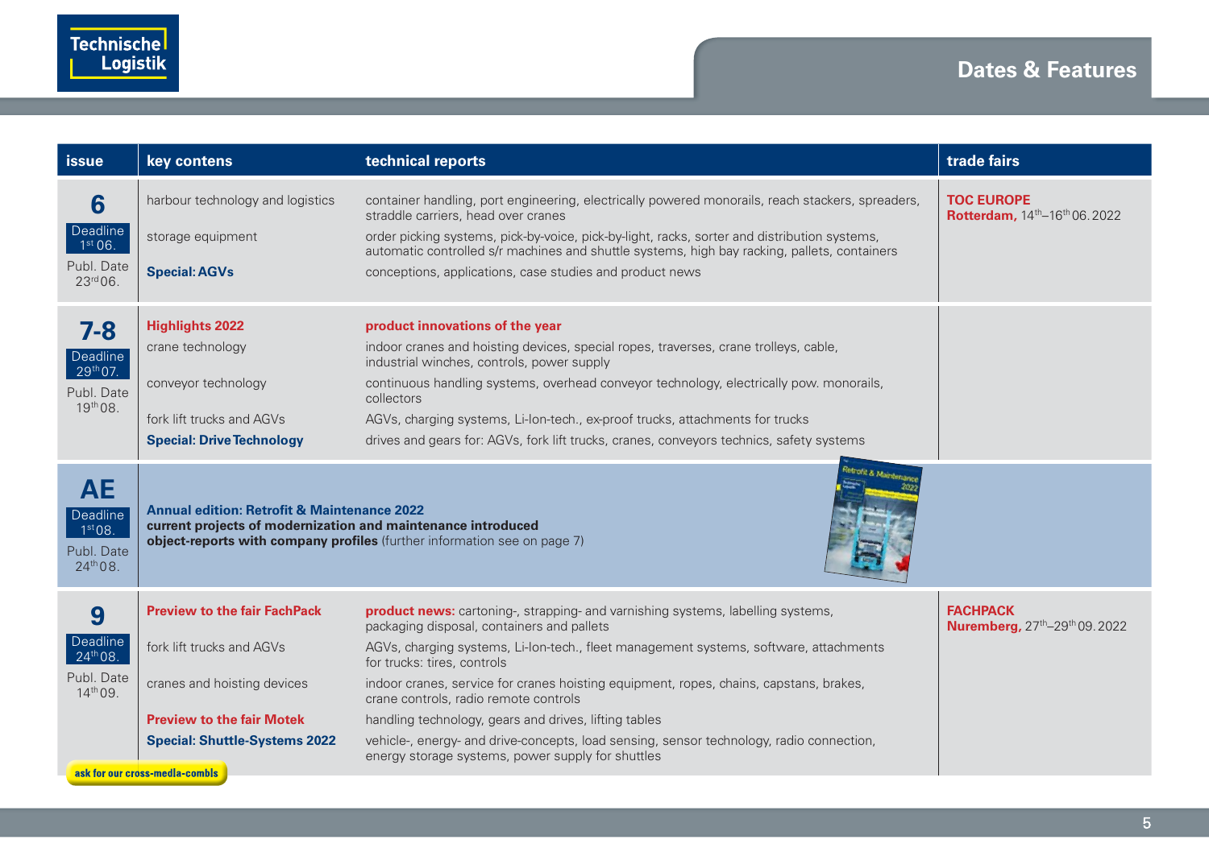# Dates & Features

| issue | key contens | technical reports | trade fairs |
|---|---|---|---|
| **6** Deadline 1st 06. Publ. Date 23rd 06. | harbour technology and logistics | container handling, port engineering, electrically powered monorails, reach stackers, spreaders, straddle carriers, head over cranes | **TOC EUROPE** **Rotterdam,** 14th–16th 06. 2022 |
| | storage equipment | order picking systems, pick-by-voice, pick-by-light, racks, sorter and distribution systems, automatic controlled s/r machines and shuttle systems, high bay racking, pallets, containers | |
| | **Special: AGVs** | conceptions, applications, case studies and product news | |
| **7-8** Deadline 29th 07. Publ. Date 19th 08. | **Highlights 2022** | **product innovations of the year** | |
| | crane technology | indoor cranes and hoisting devices, special ropes, traverses, crane trolleys, cable, industrial winches, controls, power supply | |
| | conveyor technology | continuous handling systems, overhead conveyor technology, electrically pow. monorails, collectors | |
| | fork lift trucks and AGVs | AGVs, charging systems, Li-Ion-tech., ex-proof trucks, attachments for trucks | |
| | **Special: Drive Technology** | drives and gears for: AGVs, fork lift trucks, cranes, conveyors technics, safety systems | |
| **AE** Deadline 1st 08. Publ. Date 24th 08. | **Annual edition: Retrofit & Maintenance 2022** **current projects of modernization and maintenance introduced** **object-reports with company profiles** (further information see on page 7) | | |
| **9** Deadline 24th 08. Publ. Date 14th 09. | **Preview to the fair FachPack** | **product news:** cartoning-, strapping- and varnishing systems, labelling systems, packaging disposal, containers and pallets | **FACHPACK** **Nuremberg,** 27th–29th 09. 2022 |
| | fork lift trucks and AGVs | AGVs, charging systems, Li-Ion-tech., fleet management systems, software, attachments for trucks: tires, controls | |
| | cranes and hoisting devices | indoor cranes, service for cranes hoisting equipment, ropes, chains, capstans, brakes, crane controls, radio remote controls | |
| | **Preview to the fair Motek** | handling technology, gears and drives, lifting tables | |
| | **Special: Shuttle-Systems 2022** | vehicle-, energy- and drive-concepts, load sensing, sensor technology, radio connection, energy storage systems, power supply for shuttles | |

**ask for our cross-media-combis**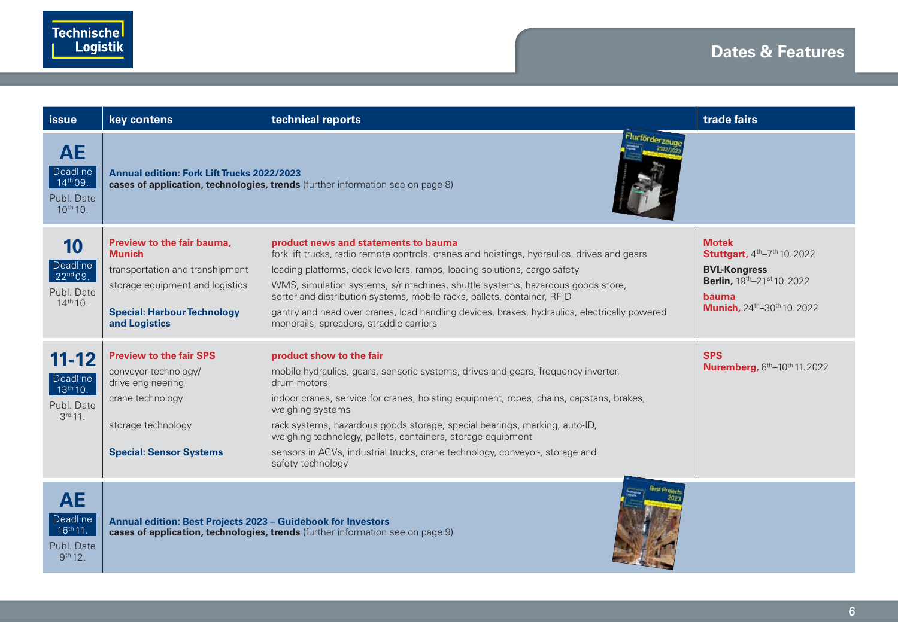# Dates & Features

| issue | key contens | technical reports | trade fairs |
|---|---|---|---|
| **AE** Deadline 14th 09. Publ. Date 10th 10. | **Annual edition: Fork Lift Trucks 2022/2023** **cases of application, technologies, trends** (further information see on page 8) | | |
| **10** Deadline 22nd 09. Publ. Date 14th 10. | **Preview to the fair bauma, Munich** | **product news and statements to bauma** fork lift trucks, radio remote controls, cranes and hoistings, hydraulics, drives and gears | **Motek Stuttgart,** 4th–7th 10. 2022 **BVL-Kongress Berlin,** 19th–21st 10. 2022 **bauma Munich,** 24th–30th 10. 2022 |
| | transportation and transhipment | loading platforms, dock levellers, ramps, loading solutions, cargo safety | |
| | storage equipment and logistics | WMS, simulation systems, s/r machines, shuttle systems, hazardous goods store, sorter and distribution systems, mobile racks, pallets, container, RFID | |
| | **Special: Harbour Technology and Logistics** | gantry and head over cranes, load handling devices, brakes, hydraulics, electrically powered monorails, spreaders, straddle carriers | |
| **11-12** Deadline 13th 10. Publ. Date 3rd 11. | **Preview to the fair SPS** | **product show to the fair** | **SPS Nuremberg,** 8th–10th 11. 2022 |
| | conveyor technology/ drive engineering | mobile hydraulics, gears, sensoric systems, drives and gears, frequency inverter, drum motors | |
| | crane technology | indoor cranes, service for cranes, hoisting equipment, ropes, chains, capstans, brakes, weighing systems | |
| | storage technology | rack systems, hazardous goods storage, special bearings, marking, auto-ID, weighing technology, pallets, containers, storage equipment | |
| | **Special: Sensor Systems** | sensors in AGVs, industrial trucks, crane technology, conveyor-, storage and safety technology | |
| **AE** Deadline 16th 11. Publ. Date 9th 12. | **Annual edition: Best Projects 2023 – Guidebook for Investors** **cases of application, technologies, trends** (further information see on page 9) | | |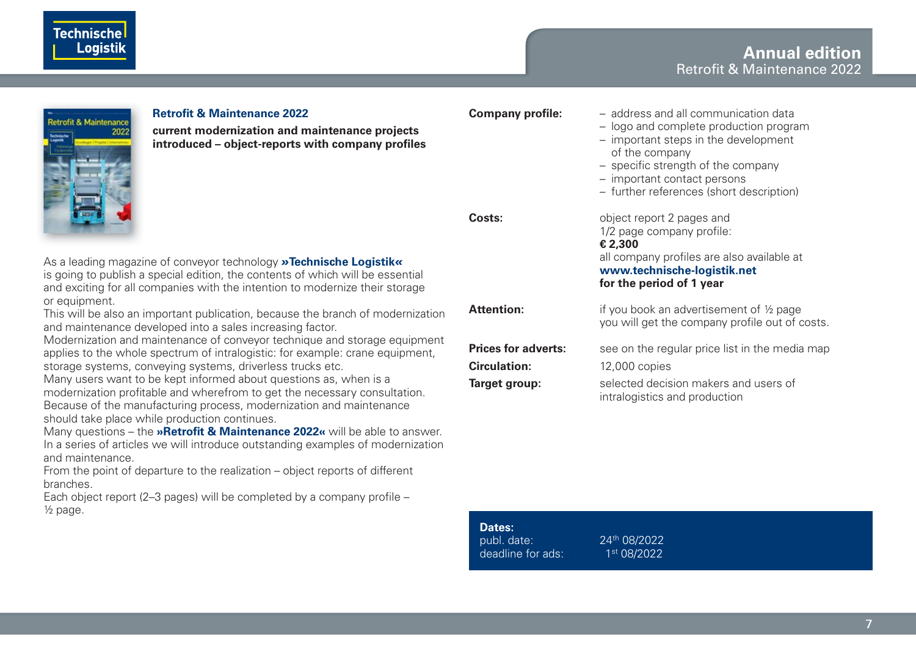# Annual edition
Retrofit & Maintenance 2022

## Retrofit & Maintenance 2022

**current modernization and maintenance projects introduced – object-reports with company profiles**

As a leading magazine of conveyor technology **»Technische Logistik«** is going to publish a special edition, the contents of which will be essential and exciting for all companies with the intention to modernize their storage or equipment.
This will be also an important publication, because the branch of modernization and maintenance developed into a sales increasing factor.
Modernization and maintenance of conveyor technique and storage equipment applies to the whole spectrum of intralogistic: for example: crane equipment, storage systems, conveying systems, driverless trucks etc.
Many users want to be kept informed about questions as, when is a modernization profitable and wherefrom to get the necessary consultation.
Because of the manufacturing process, modernization and maintenance should take place while production continues.
Many questions – the **»Retrofit & Maintenance 2022«** will be able to answer.
In a series of articles we will introduce outstanding examples of modernization and maintenance.
From the point of departure to the realization – object reports of different branches.
Each object report (2–3 pages) will be completed by a company profile – ½ page.

**Company profile:**
- address and all communication data
- logo and complete production program
- important steps in the development of the company
- specific strength of the company
- important contact persons
- further references (short description)

**Costs:** object report 2 pages and 1/2 page company profile:
**€ 2,300**
all company profiles are also available at **www.technische-logistik.net** **for the period of 1 year**

**Attention:** if you book an advertisement of ½ page you will get the company profile out of costs.

**Prices for adverts:** see on the regular price list in the media map

**Circulation:** 12,000 copies

**Target group:** selected decision makers and users of intralogistics and production

**Dates:**

| | |
|---|---|
| publ. date: | 24th 08/2022 |
| deadline for ads: | 1st 08/2022 |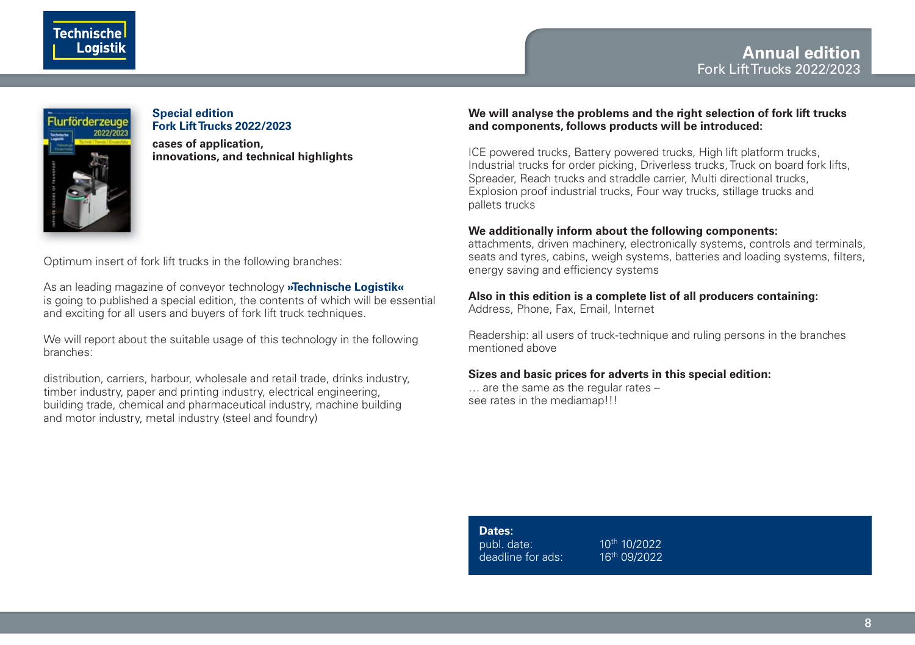# Annual edition
Fork Lift Trucks 2022/2023

**Special edition**
**Fork Lift Trucks 2022/2023**

**cases of application, innovations, and technical highlights**

Optimum insert of fork lift trucks in the following branches:

As an leading magazine of conveyor technology **»Technische Logistik«** is going to published a special edition, the contents of which will be essential and exciting for all users and buyers of fork lift truck techniques.

We will report about the suitable usage of this technology in the following branches:

distribution, carriers, harbour, wholesale and retail trade, drinks industry, timber industry, paper and printing industry, electrical engineering, building trade, chemical and pharmaceutical industry, machine building and motor industry, metal industry (steel and foundry)

**We will analyse the problems and the right selection of fork lift trucks and components, follows products will be introduced:**

ICE powered trucks, Battery powered trucks, High lift platform trucks, Industrial trucks for order picking, Driverless trucks, Truck on board fork lifts, Spreader, Reach trucks and straddle carrier, Multi directional trucks, Explosion proof industrial trucks, Four way trucks, stillage trucks and pallets trucks

**We additionally inform about the following components:**
attachments, driven machinery, electronically systems, controls and terminals, seats and tyres, cabins, weigh systems, batteries and loading systems, filters, energy saving and efficiency systems

**Also in this edition is a complete list of all producers containing:**
Address, Phone, Fax, Email, Internet

Readership: all users of truck-technique and ruling persons in the branches mentioned above

**Sizes and basic prices for adverts in this special edition:**
… are the same as the regular rates –
see rates in the mediamap!!!

**Dates:**

| | |
|---|---|
| publ. date: | 10th 10/2022 |
| deadline for ads: | 16th 09/2022 |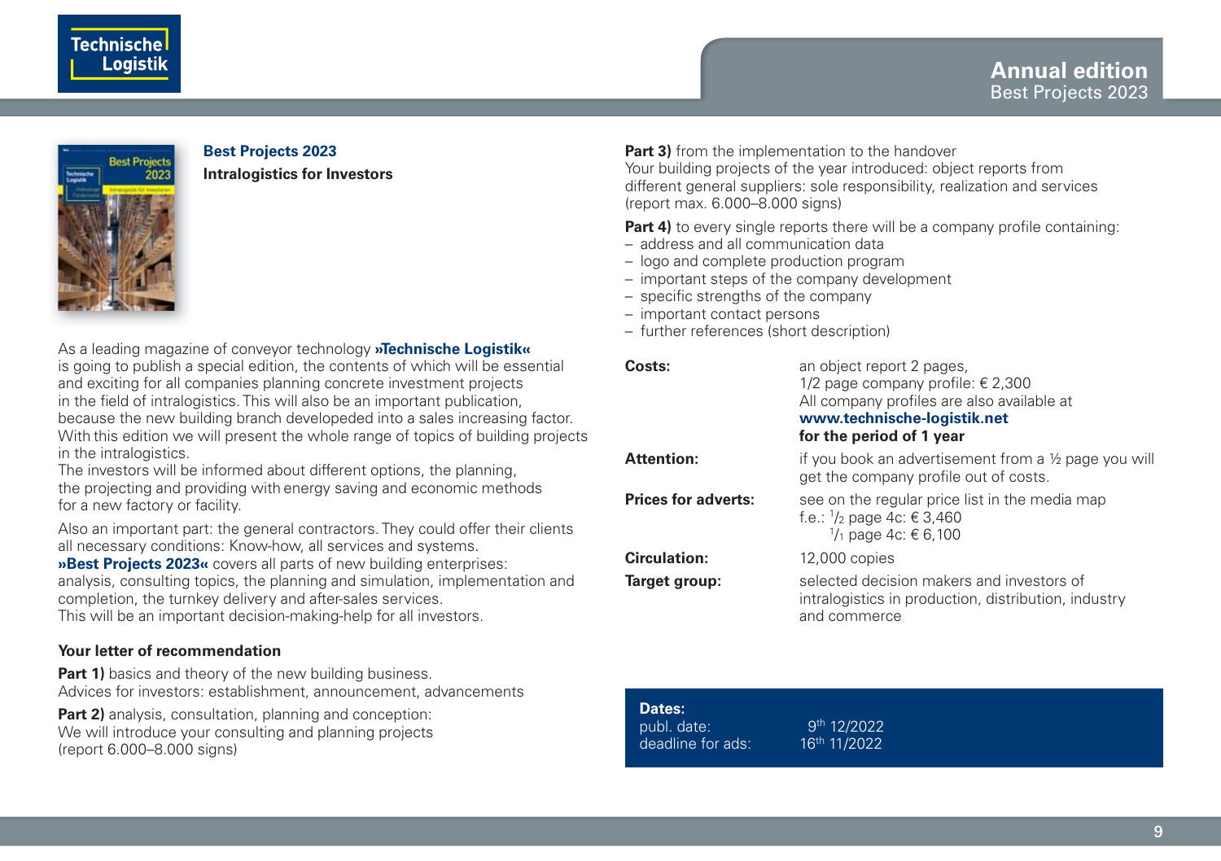## Best Projects 2023

**Intralogistics for Investors**

As a leading magazine of conveyor technology **»Technische Logistik«** is going to publish a special edition, the contents of which will be essential and exciting for all companies planning concrete investment projects in the field of intralogistics. This will also be an important publication, because the new building branch developeded into a sales increasing factor. With this edition we will present the whole range of topics of building projects in the intralogistics.
The investors will be informed about different options, the planning, the projecting and providing with energy saving and economic methods for a new factory or facility.

Also an important part: the general contractors. They could offer their clients all necessary conditions: Know-how, all services and systems.
**»Best Projects 2023«** covers all parts of new building enterprises: analysis, consulting topics, the planning and simulation, implementation and completion, the turnkey delivery and after-sales services.
This will be an important decision-making-help for all investors.

### Your letter of recommendation

**Part 1)** basics and theory of the new building business.
Advices for investors: establishment, announcement, advancements

**Part 2)** analysis, consultation, planning and conception:
We will introduce your consulting and planning projects
(report 6.000–8.000 signs)

**Part 3)** from the implementation to the handover
Your building projects of the year introduced: object reports from different general suppliers: sole responsibility, realization and services
(report max. 6.000–8.000 signs)

**Part 4)** to every single reports there will be a company profile containing:
- address and all communication data
- logo and complete production program
- important steps of the company development
- specific strengths of the company
- important contact persons
- further references (short description)

**Costs:** an object report 2 pages,
1/2 page company profile: € 2,300
All company profiles are also available at
**www.technische-logistik.net**
**for the period of 1 year**

**Attention:** if you book an advertisement from a ½ page you will get the company profile out of costs.

**Prices for adverts:** see on the regular price list in the media map
f.e.: 1/2 page 4c: € 3,460
1/1 page 4c: € 6,100

**Circulation:** 12,000 copies

**Target group:** selected decision makers and investors of intralogistics in production, distribution, industry and commerce

**Dates:**
publ. date: 9th 12/2022
deadline for ads: 16th 11/2022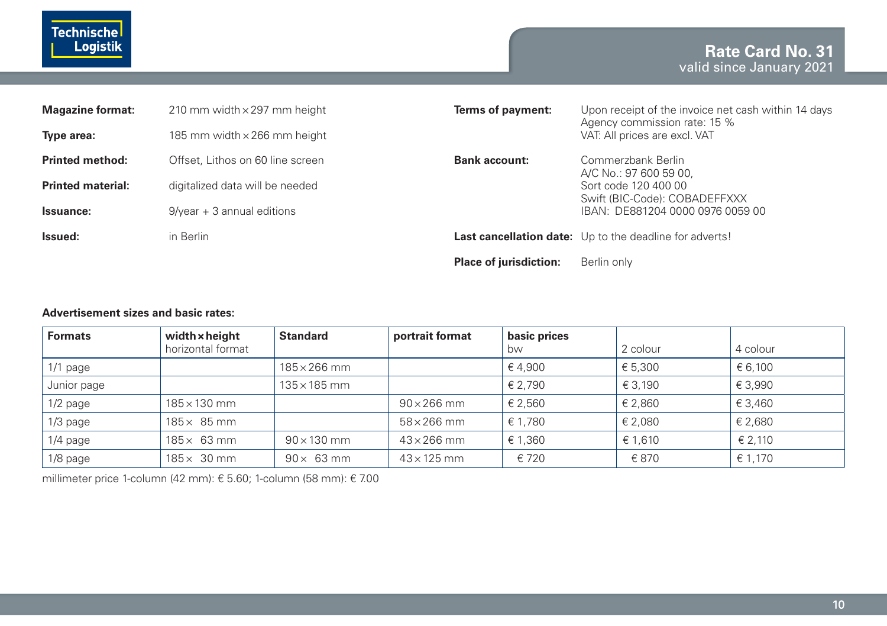**Technische Logistik**

# Rate Card No. 31
valid since January 2021

**Magazine format:** 210 mm width × 297 mm height

**Type area:** 185 mm width × 266 mm height

**Printed method:** Offset, Lithos on 60 line screen

**Printed material:** digitalized data will be needed

**Issuance:** 9/year + 3 annual editions

**Issued:** in Berlin

**Terms of payment:** Upon receipt of the invoice net cash within 14 days
Agency commission rate: 15 %
VAT: All prices are excl. VAT

**Bank account:** Commerzbank Berlin
A/C No.: 97 600 59 00,
Sort code 120 400 00
Swift (BIC-Code): COBADEFFXXX
IBAN: DE881204 0000 0976 0059 00

**Last cancellation date:** Up to the deadline for adverts!

**Place of jurisdiction:** Berlin only

**Advertisement sizes and basic rates:**

| Formats | width × height horizontal format | Standard | portrait format | basic prices bw | 2 colour | 4 colour |
|---|---|---|---|---|---|---|
| 1/1 page | | 185 × 266 mm | | € 4,900 | € 5,300 | € 6,100 |
| Junior page | | 135 × 185 mm | | € 2,790 | € 3,190 | € 3,990 |
| 1/2 page | 185 × 130 mm | | 90 × 266 mm | € 2,560 | € 2,860 | € 3,460 |
| 1/3 page | 185 × 85 mm | | 58 × 266 mm | € 1,780 | € 2,080 | € 2,680 |
| 1/4 page | 185 × 63 mm | 90 × 130 mm | 43 × 266 mm | € 1,360 | € 1,610 | € 2,110 |
| 1/8 page | 185 × 30 mm | 90 × 63 mm | 43 × 125 mm | € 720 | € 870 | € 1,170 |

millimeter price 1-column (42 mm): € 5.60; 1-column (58 mm): € 7.00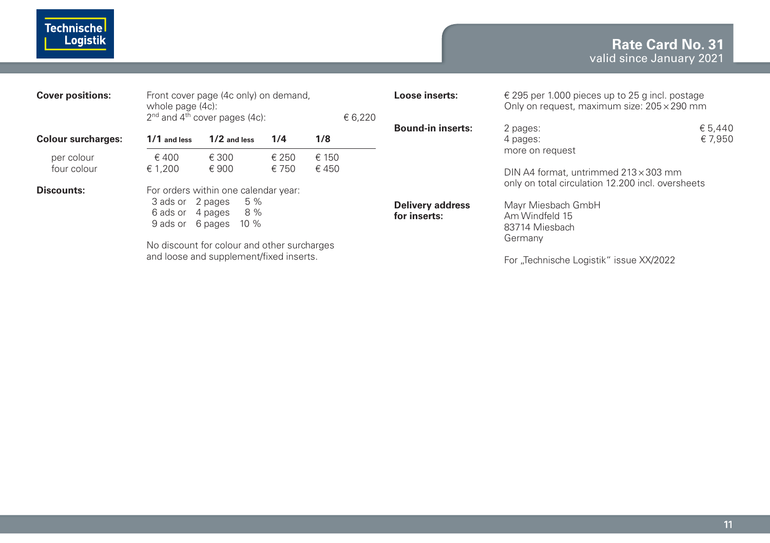**Rate Card No. 31**
valid since January 2021

**Cover positions:**

Front cover page (4c only) on demand,
whole page (4c):
2nd and 4th cover pages (4c): € 6,220

**Colour surcharges:**

| | 1/1 and less | 1/2 and less | 1/4 | 1/8 |
|---|---|---|---|---|
| per colour | € 400 | € 300 | € 250 | € 150 |
| four colour | € 1,200 | € 900 | € 750 | € 450 |

**Discounts:**

For orders within one calendar year:

| | | |
|---|---|---|
| 3 ads or | 2 pages | 5 % |
| 6 ads or | 4 pages | 8 % |
| 9 ads or | 6 pages | 10 % |

No discount for colour and other surcharges and loose and supplement/fixed inserts.

**Loose inserts:**

€ 295 per 1.000 pieces up to 25 g incl. postage
Only on request, maximum size: 205 × 290 mm

**Bound-in inserts:**

2 pages: € 5,440
4 pages: € 7,950
more on request

DIN A4 format, untrimmed 213 × 303 mm
only on total circulation 12.200 incl. oversheets

**Delivery address for inserts:**

Mayr Miesbach GmbH
Am Windfeld 15
83714 Miesbach
Germany

For „Technische Logistik" issue XX/2022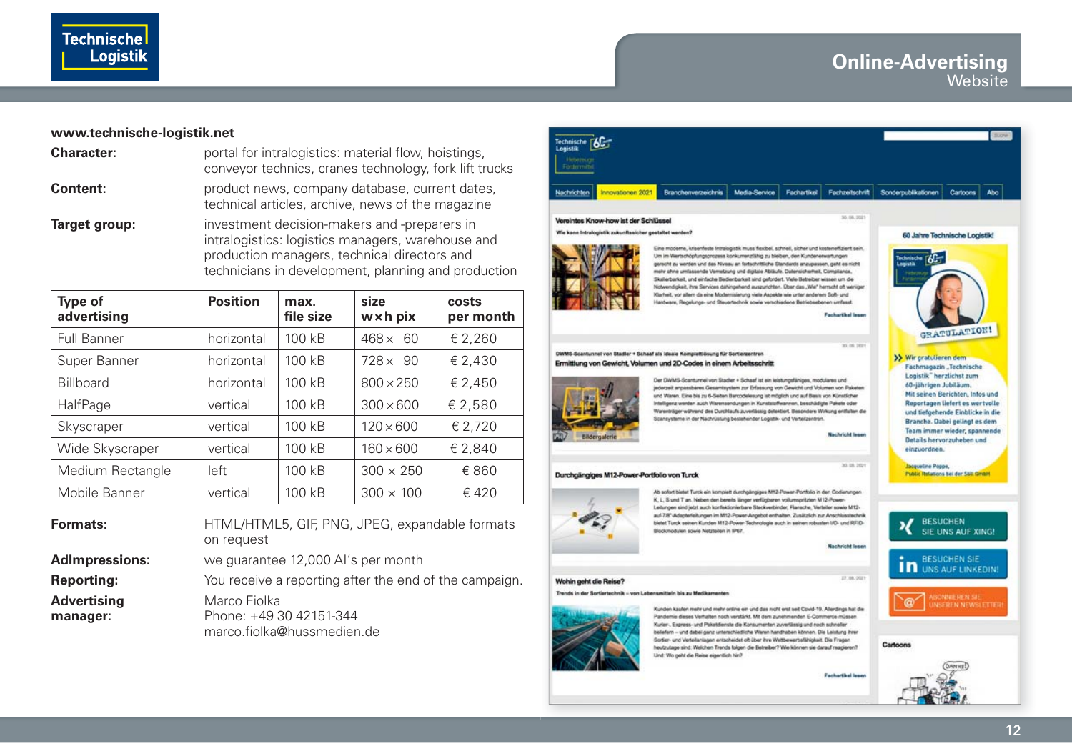# Online-Advertising
## Website

**www.technische-logistik.net**

**Character:** portal for intralogistics: material flow, hoistings, conveyor technics, cranes technology, fork lift trucks

**Content:** product news, company database, current dates, technical articles, archive, news of the magazine

**Target group:** investment decision-makers and -preparers in intralogistics: logistics managers, warehouse and production managers, technical directors and technicians in development, planning and production

| Type of advertising | Position | max. file size | size w × h pix | costs per month |
|---|---|---|---|---|
| Full Banner | horizontal | 100 kB | 468 × 60 | € 2,260 |
| Super Banner | horizontal | 100 kB | 728 × 90 | € 2,430 |
| Billboard | horizontal | 100 kB | 800 × 250 | € 2,450 |
| HalfPage | vertical | 100 kB | 300 × 600 | € 2,580 |
| Skyscraper | vertical | 100 kB | 120 × 600 | € 2,720 |
| Wide Skyscraper | vertical | 100 kB | 160 × 600 | € 2,840 |
| Medium Rectangle | left | 100 kB | 300 × 250 | € 860 |
| Mobile Banner | vertical | 100 kB | 300 × 100 | € 420 |

**Formats:** HTML/HTML5, GIF, PNG, JPEG, expandable formats on request

**AdImpressions:** we guarantee 12,000 AI’s per month

**Reporting:** You receive a reporting after the end of the campaign.

**Advertising manager:** Marco Fiolka
Phone: +49 30 42151-344
marco.fiolka@hussmedien.de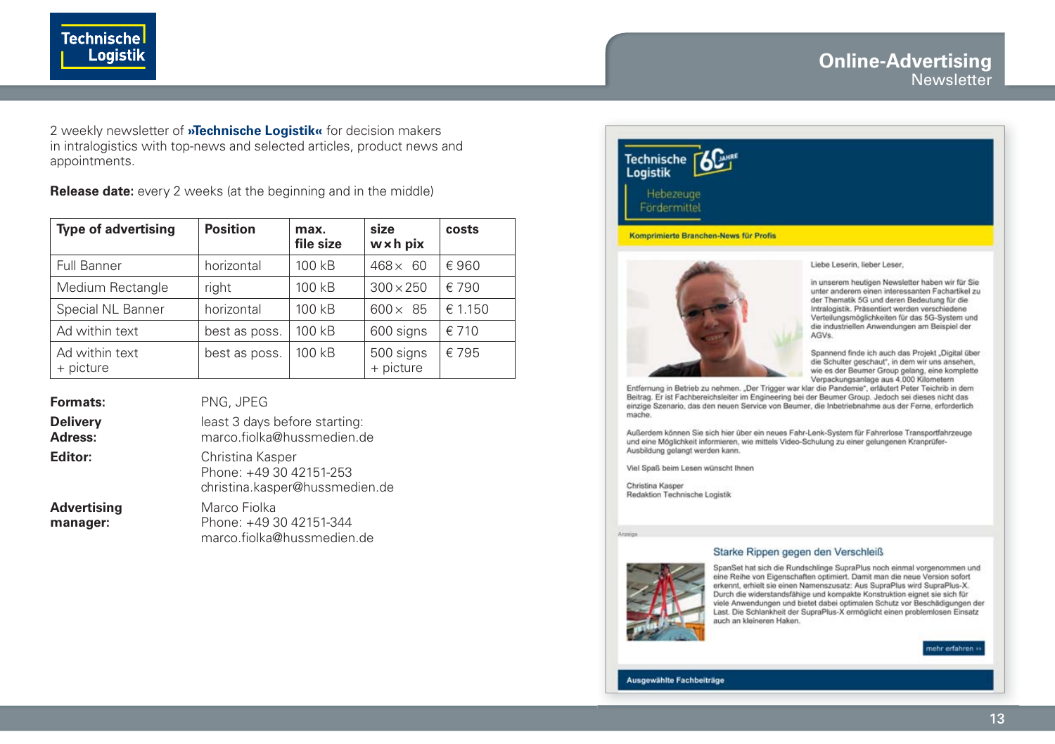# Online-Advertising
## Newsletter

2 weekly newsletter of **»Technische Logistik«** for decision makers in intralogistics with top-news and selected articles, product news and appointments.

**Release date:** every 2 weeks (at the beginning and in the middle)

| Type of advertising | Position | max. file size | size w × h pix | costs |
|---|---|---|---|---|
| Full Banner | horizontal | 100 kB | 468 × 60 | € 960 |
| Medium Rectangle | right | 100 kB | 300 × 250 | € 790 |
| Special NL Banner | horizontal | 100 kB | 600 × 85 | € 1.150 |
| Ad within text | best as poss. | 100 kB | 600 signs | € 710 |
| Ad within text + picture | best as poss. | 100 kB | 500 signs + picture | € 795 |

**Formats:** PNG, JPEG

**Delivery Adress:** least 3 days before starting: marco.fiolka@hussmedien.de

**Editor:** Christina Kasper
Phone: +49 30 42151-253
christina.kasper@hussmedien.de

**Advertising manager:** Marco Fiolka
Phone: +49 30 42151-344
marco.fiolka@hussmedien.de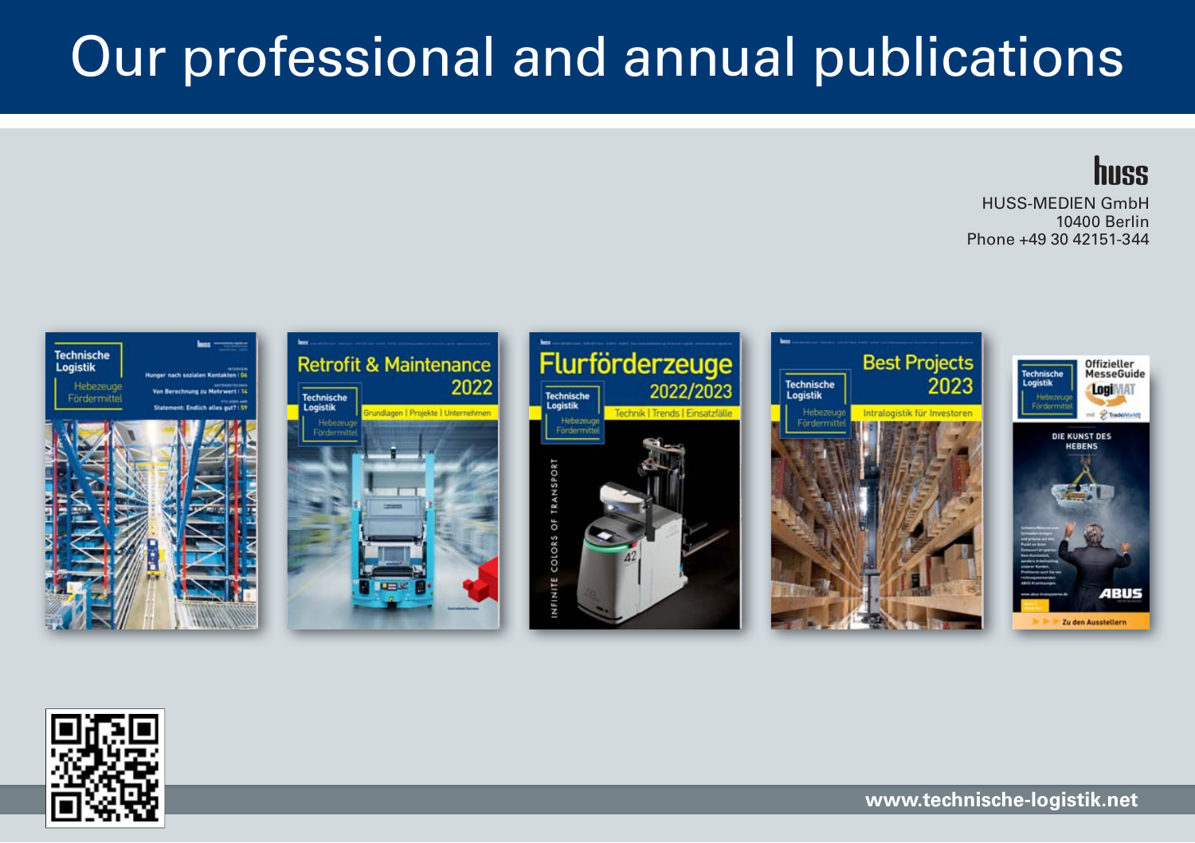# Our professional and annual publications

huss

HUSS-MEDIEN GmbH
10400 Berlin
Phone +49 30 42151-344

www.technische-logistik.net